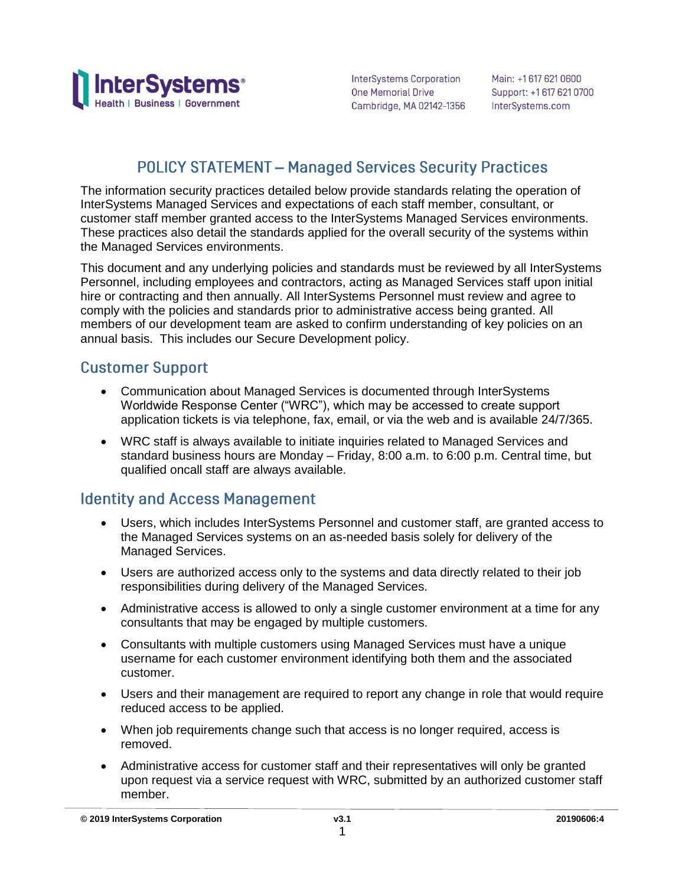InterSystems Corporation
One Memorial Drive
Cambridge, MA 02142-1356

Main: +1 617 621 0600
Support: +1 617 621 0700
InterSystems.com

# POLICY STATEMENT – Managed Services Security Practices

The information security practices detailed below provide standards relating the operation of InterSystems Managed Services and expectations of each staff member, consultant, or customer staff member granted access to the InterSystems Managed Services environments. These practices also detail the standards applied for the overall security of the systems within the Managed Services environments.

This document and any underlying policies and standards must be reviewed by all InterSystems Personnel, including employees and contractors, acting as Managed Services staff upon initial hire or contracting and then annually. All InterSystems Personnel must review and agree to comply with the policies and standards prior to administrative access being granted. All members of our development team are asked to confirm understanding of key policies on an annual basis. This includes our Secure Development policy.

## Customer Support

- Communication about Managed Services is documented through InterSystems Worldwide Response Center ("WRC"), which may be accessed to create support application tickets is via telephone, fax, email, or via the web and is available 24/7/365.
- WRC staff is always available to initiate inquiries related to Managed Services and standard business hours are Monday – Friday, 8:00 a.m. to 6:00 p.m. Central time, but qualified oncall staff are always available.

## Identity and Access Management

- Users, which includes InterSystems Personnel and customer staff, are granted access to the Managed Services systems on an as-needed basis solely for delivery of the Managed Services.
- Users are authorized access only to the systems and data directly related to their job responsibilities during delivery of the Managed Services.
- Administrative access is allowed to only a single customer environment at a time for any consultants that may be engaged by multiple customers.
- Consultants with multiple customers using Managed Services must have a unique username for each customer environment identifying both them and the associated customer.
- Users and their management are required to report any change in role that would require reduced access to be applied.
- When job requirements change such that access is no longer required, access is removed.
- Administrative access for customer staff and their representatives will only be granted upon request via a service request with WRC, submitted by an authorized customer staff member.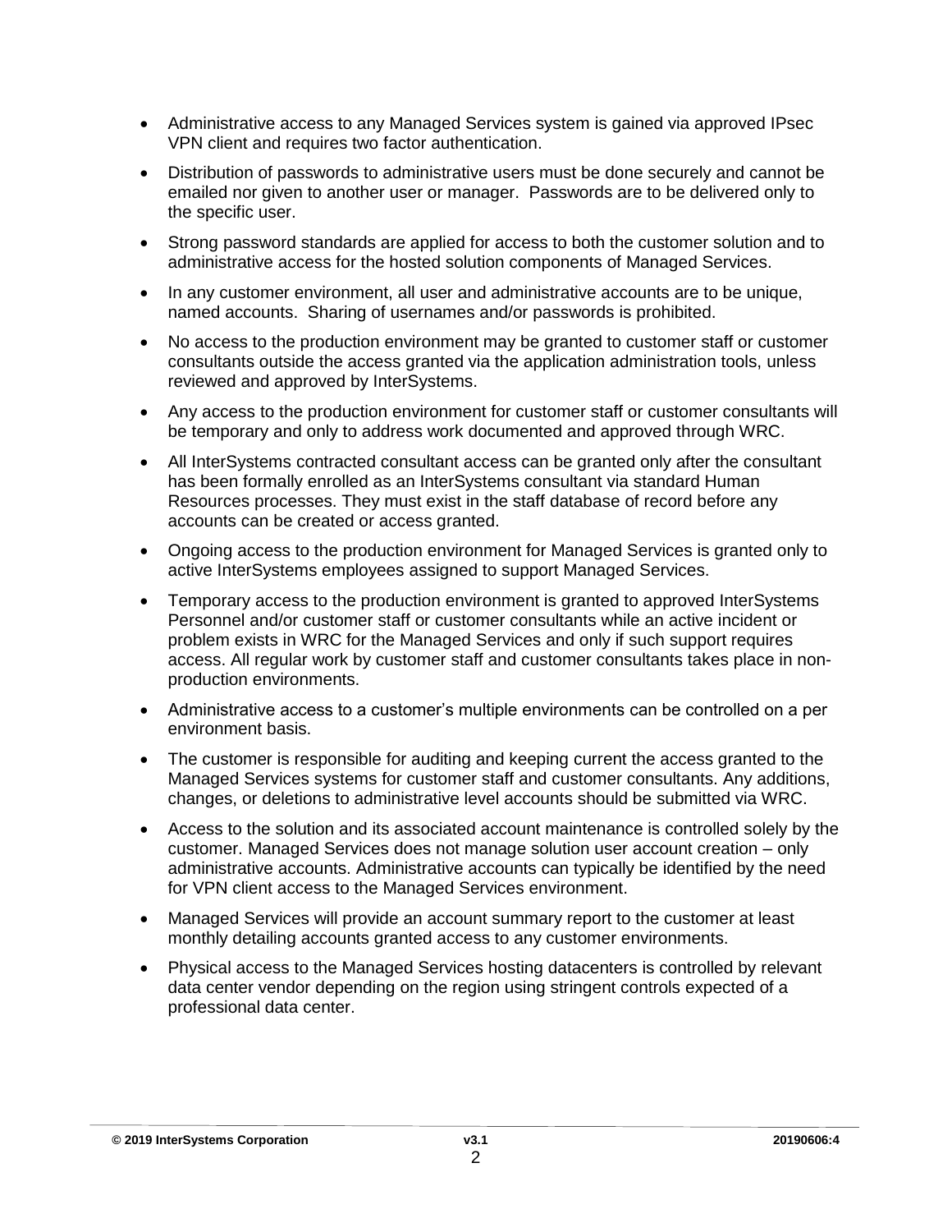- Administrative access to any Managed Services system is gained via approved IPsec VPN client and requires two factor authentication.
- Distribution of passwords to administrative users must be done securely and cannot be emailed nor given to another user or manager. Passwords are to be delivered only to the specific user.
- Strong password standards are applied for access to both the customer solution and to administrative access for the hosted solution components of Managed Services.
- In any customer environment, all user and administrative accounts are to be unique, named accounts. Sharing of usernames and/or passwords is prohibited.
- No access to the production environment may be granted to customer staff or customer consultants outside the access granted via the application administration tools, unless reviewed and approved by InterSystems.
- Any access to the production environment for customer staff or customer consultants will be temporary and only to address work documented and approved through WRC.
- All InterSystems contracted consultant access can be granted only after the consultant has been formally enrolled as an InterSystems consultant via standard Human Resources processes. They must exist in the staff database of record before any accounts can be created or access granted.
- Ongoing access to the production environment for Managed Services is granted only to active InterSystems employees assigned to support Managed Services.
- Temporary access to the production environment is granted to approved InterSystems Personnel and/or customer staff or customer consultants while an active incident or problem exists in WRC for the Managed Services and only if such support requires access. All regular work by customer staff and customer consultants takes place in non-production environments.
- Administrative access to a customer's multiple environments can be controlled on a per environment basis.
- The customer is responsible for auditing and keeping current the access granted to the Managed Services systems for customer staff and customer consultants. Any additions, changes, or deletions to administrative level accounts should be submitted via WRC.
- Access to the solution and its associated account maintenance is controlled solely by the customer. Managed Services does not manage solution user account creation – only administrative accounts. Administrative accounts can typically be identified by the need for VPN client access to the Managed Services environment.
- Managed Services will provide an account summary report to the customer at least monthly detailing accounts granted access to any customer environments.
- Physical access to the Managed Services hosting datacenters is controlled by relevant data center vendor depending on the region using stringent controls expected of a professional data center.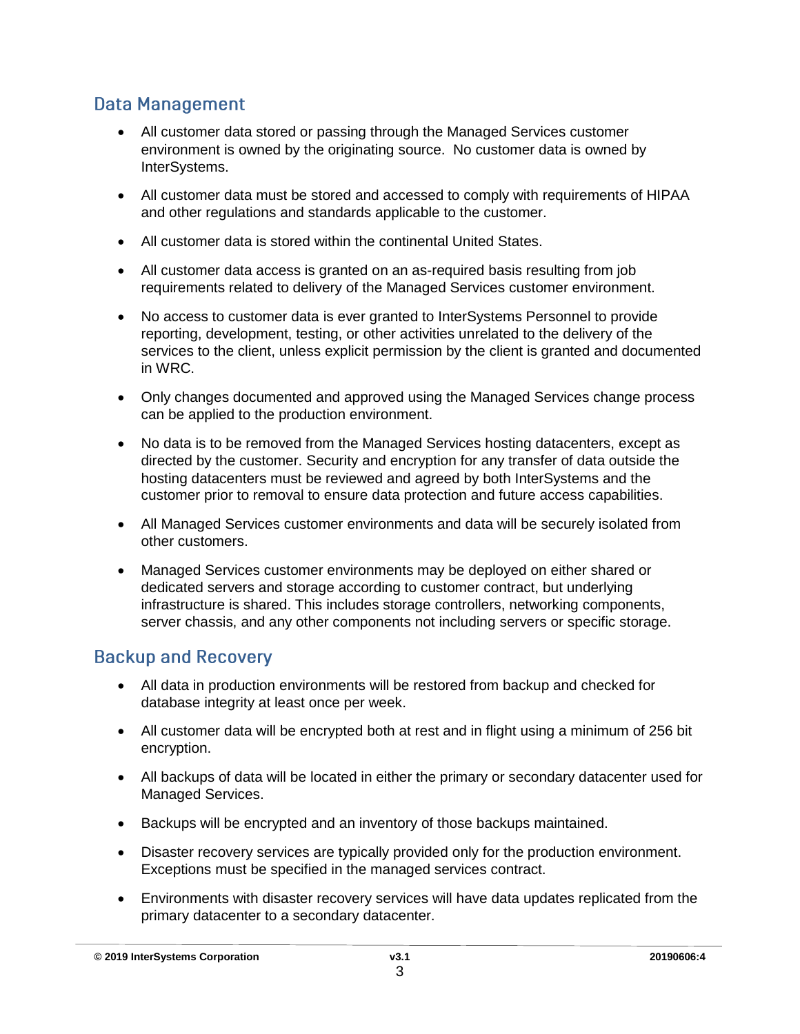## Data Management

- All customer data stored or passing through the Managed Services customer environment is owned by the originating source. No customer data is owned by InterSystems.
- All customer data must be stored and accessed to comply with requirements of HIPAA and other regulations and standards applicable to the customer.
- All customer data is stored within the continental United States.
- All customer data access is granted on an as-required basis resulting from job requirements related to delivery of the Managed Services customer environment.
- No access to customer data is ever granted to InterSystems Personnel to provide reporting, development, testing, or other activities unrelated to the delivery of the services to the client, unless explicit permission by the client is granted and documented in WRC.
- Only changes documented and approved using the Managed Services change process can be applied to the production environment.
- No data is to be removed from the Managed Services hosting datacenters, except as directed by the customer. Security and encryption for any transfer of data outside the hosting datacenters must be reviewed and agreed by both InterSystems and the customer prior to removal to ensure data protection and future access capabilities.
- All Managed Services customer environments and data will be securely isolated from other customers.
- Managed Services customer environments may be deployed on either shared or dedicated servers and storage according to customer contract, but underlying infrastructure is shared. This includes storage controllers, networking components, server chassis, and any other components not including servers or specific storage.

## Backup and Recovery

- All data in production environments will be restored from backup and checked for database integrity at least once per week.
- All customer data will be encrypted both at rest and in flight using a minimum of 256 bit encryption.
- All backups of data will be located in either the primary or secondary datacenter used for Managed Services.
- Backups will be encrypted and an inventory of those backups maintained.
- Disaster recovery services are typically provided only for the production environment. Exceptions must be specified in the managed services contract.
- Environments with disaster recovery services will have data updates replicated from the primary datacenter to a secondary datacenter.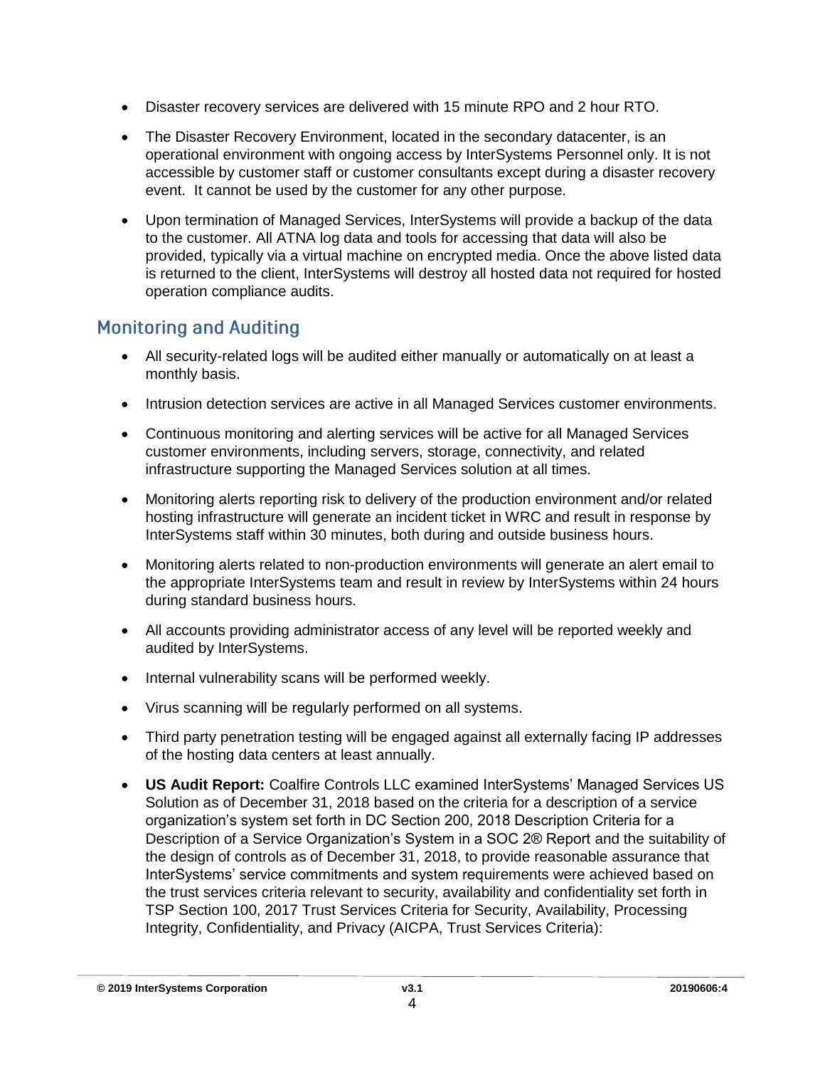- Disaster recovery services are delivered with 15 minute RPO and 2 hour RTO.
- The Disaster Recovery Environment, located in the secondary datacenter, is an operational environment with ongoing access by InterSystems Personnel only. It is not accessible by customer staff or customer consultants except during a disaster recovery event. It cannot be used by the customer for any other purpose.
- Upon termination of Managed Services, InterSystems will provide a backup of the data to the customer. All ATNA log data and tools for accessing that data will also be provided, typically via a virtual machine on encrypted media. Once the above listed data is returned to the client, InterSystems will destroy all hosted data not required for hosted operation compliance audits.

## Monitoring and Auditing

- All security-related logs will be audited either manually or automatically on at least a monthly basis.
- Intrusion detection services are active in all Managed Services customer environments.
- Continuous monitoring and alerting services will be active for all Managed Services customer environments, including servers, storage, connectivity, and related infrastructure supporting the Managed Services solution at all times.
- Monitoring alerts reporting risk to delivery of the production environment and/or related hosting infrastructure will generate an incident ticket in WRC and result in response by InterSystems staff within 30 minutes, both during and outside business hours.
- Monitoring alerts related to non-production environments will generate an alert email to the appropriate InterSystems team and result in review by InterSystems within 24 hours during standard business hours.
- All accounts providing administrator access of any level will be reported weekly and audited by InterSystems.
- Internal vulnerability scans will be performed weekly.
- Virus scanning will be regularly performed on all systems.
- Third party penetration testing will be engaged against all externally facing IP addresses of the hosting data centers at least annually.
- **US Audit Report:** Coalfire Controls LLC examined InterSystems' Managed Services US Solution as of December 31, 2018 based on the criteria for a description of a service organization's system set forth in DC Section 200, 2018 Description Criteria for a Description of a Service Organization's System in a SOC 2® Report and the suitability of the design of controls as of December 31, 2018, to provide reasonable assurance that InterSystems' service commitments and system requirements were achieved based on the trust services criteria relevant to security, availability and confidentiality set forth in TSP Section 100, 2017 Trust Services Criteria for Security, Availability, Processing Integrity, Confidentiality, and Privacy (AICPA, Trust Services Criteria):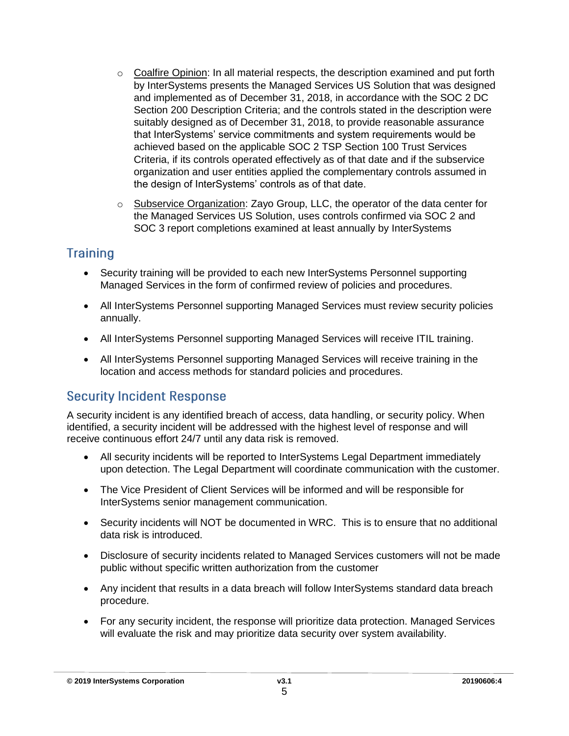- Coalfire Opinion: In all material respects, the description examined and put forth by InterSystems presents the Managed Services US Solution that was designed and implemented as of December 31, 2018, in accordance with the SOC 2 DC Section 200 Description Criteria; and the controls stated in the description were suitably designed as of December 31, 2018, to provide reasonable assurance that InterSystems' service commitments and system requirements would be achieved based on the applicable SOC 2 TSP Section 100 Trust Services Criteria, if its controls operated effectively as of that date and if the subservice organization and user entities applied the complementary controls assumed in the design of InterSystems' controls as of that date.
- Subservice Organization: Zayo Group, LLC, the operator of the data center for the Managed Services US Solution, uses controls confirmed via SOC 2 and SOC 3 report completions examined at least annually by InterSystems

## Training

- Security training will be provided to each new InterSystems Personnel supporting Managed Services in the form of confirmed review of policies and procedures.
- All InterSystems Personnel supporting Managed Services must review security policies annually.
- All InterSystems Personnel supporting Managed Services will receive ITIL training.
- All InterSystems Personnel supporting Managed Services will receive training in the location and access methods for standard policies and procedures.

## Security Incident Response

A security incident is any identified breach of access, data handling, or security policy. When identified, a security incident will be addressed with the highest level of response and will receive continuous effort 24/7 until any data risk is removed.

- All security incidents will be reported to InterSystems Legal Department immediately upon detection. The Legal Department will coordinate communication with the customer.
- The Vice President of Client Services will be informed and will be responsible for InterSystems senior management communication.
- Security incidents will NOT be documented in WRC. This is to ensure that no additional data risk is introduced.
- Disclosure of security incidents related to Managed Services customers will not be made public without specific written authorization from the customer
- Any incident that results in a data breach will follow InterSystems standard data breach procedure.
- For any security incident, the response will prioritize data protection. Managed Services will evaluate the risk and may prioritize data security over system availability.